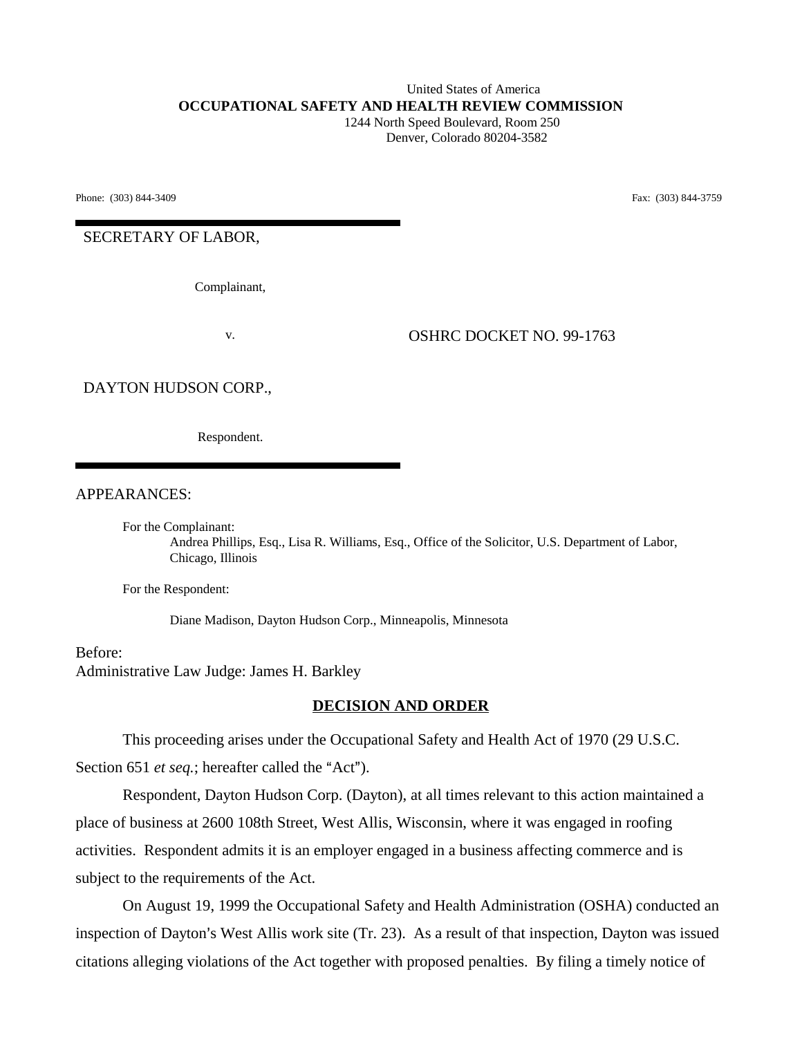United States of America

**OCCUPATIONAL SAFETY AND HEALTH REVIEW COMMISSION**

1244 North Speed Boulevard, Room 250
Denver, Colorado 80204-3582

Phone: (303) 844-3409 Fax: (303) 844-3759

---

SECRETARY OF LABOR,

Complainant,

v. OSHRC DOCKET NO. 99-1763

DAYTON HUDSON CORP.,

Respondent.

---

APPEARANCES:

For the Complainant:
Andrea Phillips, Esq., Lisa R. Williams, Esq., Office of the Solicitor, U.S. Department of Labor, Chicago, Illinois

For the Respondent:

Diane Madison, Dayton Hudson Corp., Minneapolis, Minnesota

Before:
Administrative Law Judge: James H. Barkley

## DECISION AND ORDER

This proceeding arises under the Occupational Safety and Health Act of 1970 (29 U.S.C. Section 651 *et seq.*; hereafter called the "Act").

Respondent, Dayton Hudson Corp. (Dayton), at all times relevant to this action maintained a place of business at 2600 108th Street, West Allis, Wisconsin, where it was engaged in roofing activities. Respondent admits it is an employer engaged in a business affecting commerce and is subject to the requirements of the Act.

On August 19, 1999 the Occupational Safety and Health Administration (OSHA) conducted an inspection of Dayton's West Allis work site (Tr. 23). As a result of that inspection, Dayton was issued citations alleging violations of the Act together with proposed penalties. By filing a timely notice of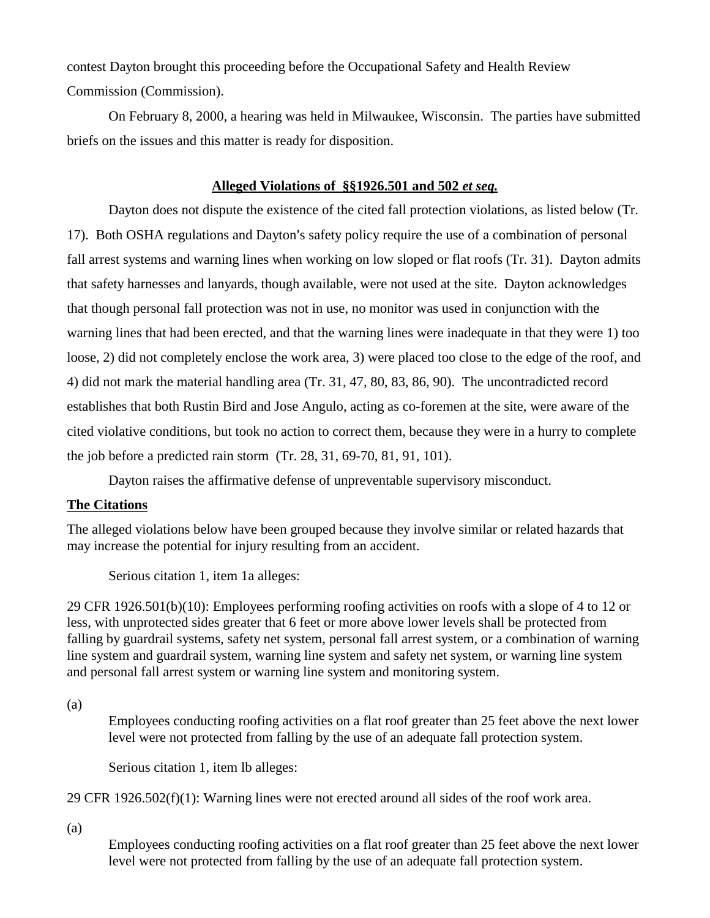contest Dayton brought this proceeding before the Occupational Safety and Health Review Commission (Commission).

On February 8, 2000, a hearing was held in Milwaukee, Wisconsin. The parties have submitted briefs on the issues and this matter is ready for disposition.

**Alleged Violations of §§1926.501 and 502 *et seq.***

Dayton does not dispute the existence of the cited fall protection violations, as listed below (Tr. 17). Both OSHA regulations and Dayton's safety policy require the use of a combination of personal fall arrest systems and warning lines when working on low sloped or flat roofs (Tr. 31). Dayton admits that safety harnesses and lanyards, though available, were not used at the site. Dayton acknowledges that though personal fall protection was not in use, no monitor was used in conjunction with the warning lines that had been erected, and that the warning lines were inadequate in that they were 1) too loose, 2) did not completely enclose the work area, 3) were placed too close to the edge of the roof, and 4) did not mark the material handling area (Tr. 31, 47, 80, 83, 86, 90). The uncontradicted record establishes that both Rustin Bird and Jose Angulo, acting as co-foremen at the site, were aware of the cited violative conditions, but took no action to correct them, because they were in a hurry to complete the job before a predicted rain storm (Tr. 28, 31, 69-70, 81, 91, 101).

Dayton raises the affirmative defense of unpreventable supervisory misconduct.

**The Citations**

The alleged violations below have been grouped because they involve similar or related hazards that may increase the potential for injury resulting from an accident.

Serious citation 1, item 1a alleges:

29 CFR 1926.501(b)(10): Employees performing roofing activities on roofs with a slope of 4 to 12 or less, with unprotected sides greater that 6 feet or more above lower levels shall be protected from falling by guardrail systems, safety net system, personal fall arrest system, or a combination of warning line system and guardrail system, warning line system and safety net system, or warning line system and personal fall arrest system or warning line system and monitoring system.

(a)

Employees conducting roofing activities on a flat roof greater than 25 feet above the next lower level were not protected from falling by the use of an adequate fall protection system.

Serious citation 1, item lb alleges:

29 CFR 1926.502(f)(1): Warning lines were not erected around all sides of the roof work area.

(a)

Employees conducting roofing activities on a flat roof greater than 25 feet above the next lower level were not protected from falling by the use of an adequate fall protection system.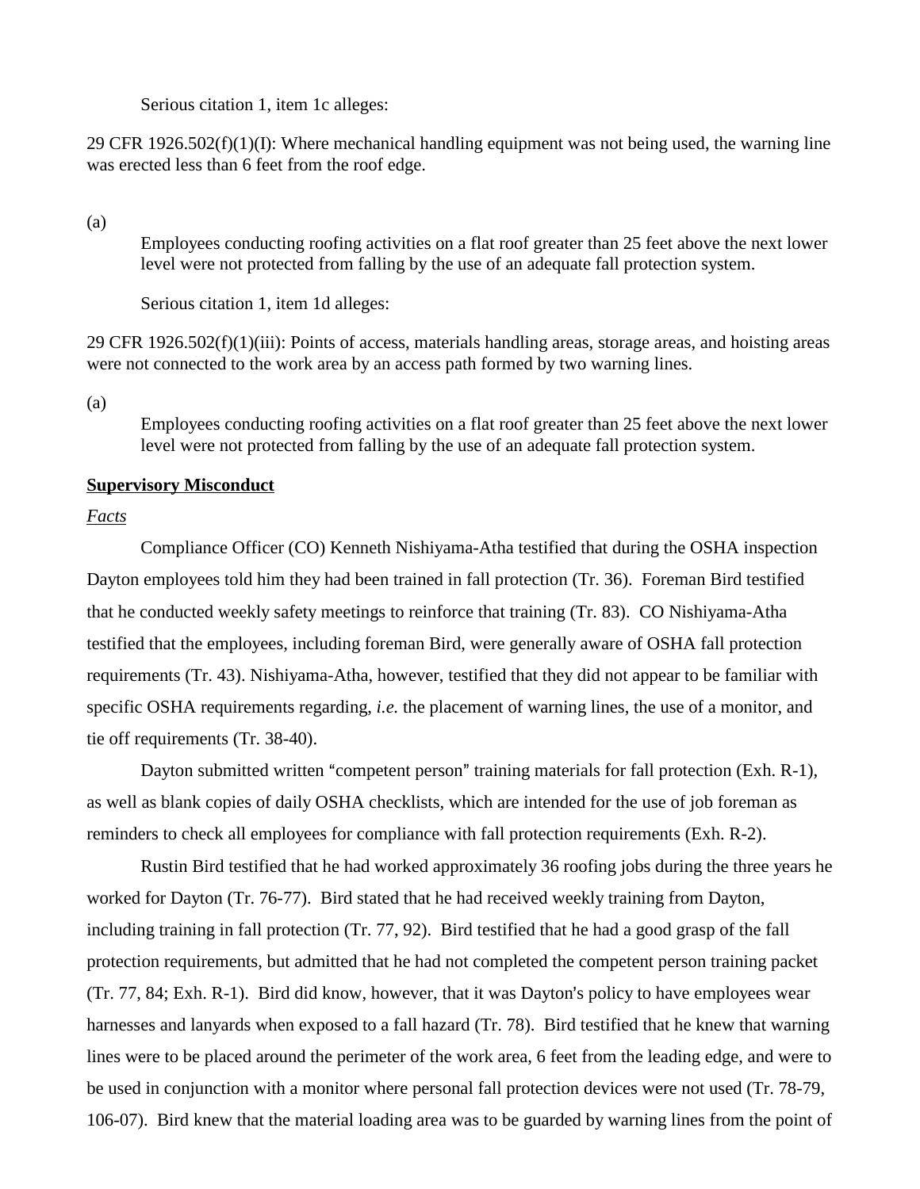Serious citation 1, item 1c alleges:

29 CFR 1926.502(f)(1)(I): Where mechanical handling equipment was not being used, the warning line was erected less than 6 feet from the roof edge.

(a)

Employees conducting roofing activities on a flat roof greater than 25 feet above the next lower level were not protected from falling by the use of an adequate fall protection system.

Serious citation 1, item 1d alleges:

29 CFR 1926.502(f)(1)(iii): Points of access, materials handling areas, storage areas, and hoisting areas were not connected to the work area by an access path formed by two warning lines.

(a)

Employees conducting roofing activities on a flat roof greater than 25 feet above the next lower level were not protected from falling by the use of an adequate fall protection system.

**Supervisory Misconduct**

*Facts*

Compliance Officer (CO) Kenneth Nishiyama-Atha testified that during the OSHA inspection Dayton employees told him they had been trained in fall protection (Tr. 36). Foreman Bird testified that he conducted weekly safety meetings to reinforce that training (Tr. 83). CO Nishiyama-Atha testified that the employees, including foreman Bird, were generally aware of OSHA fall protection requirements (Tr. 43). Nishiyama-Atha, however, testified that they did not appear to be familiar with specific OSHA requirements regarding, *i.e.* the placement of warning lines, the use of a monitor, and tie off requirements (Tr. 38-40).

Dayton submitted written "competent person" training materials for fall protection (Exh. R-1), as well as blank copies of daily OSHA checklists, which are intended for the use of job foreman as reminders to check all employees for compliance with fall protection requirements (Exh. R-2).

Rustin Bird testified that he had worked approximately 36 roofing jobs during the three years he worked for Dayton (Tr. 76-77). Bird stated that he had received weekly training from Dayton, including training in fall protection (Tr. 77, 92). Bird testified that he had a good grasp of the fall protection requirements, but admitted that he had not completed the competent person training packet (Tr. 77, 84; Exh. R-1). Bird did know, however, that it was Dayton's policy to have employees wear harnesses and lanyards when exposed to a fall hazard (Tr. 78). Bird testified that he knew that warning lines were to be placed around the perimeter of the work area, 6 feet from the leading edge, and were to be used in conjunction with a monitor where personal fall protection devices were not used (Tr. 78-79, 106-07). Bird knew that the material loading area was to be guarded by warning lines from the point of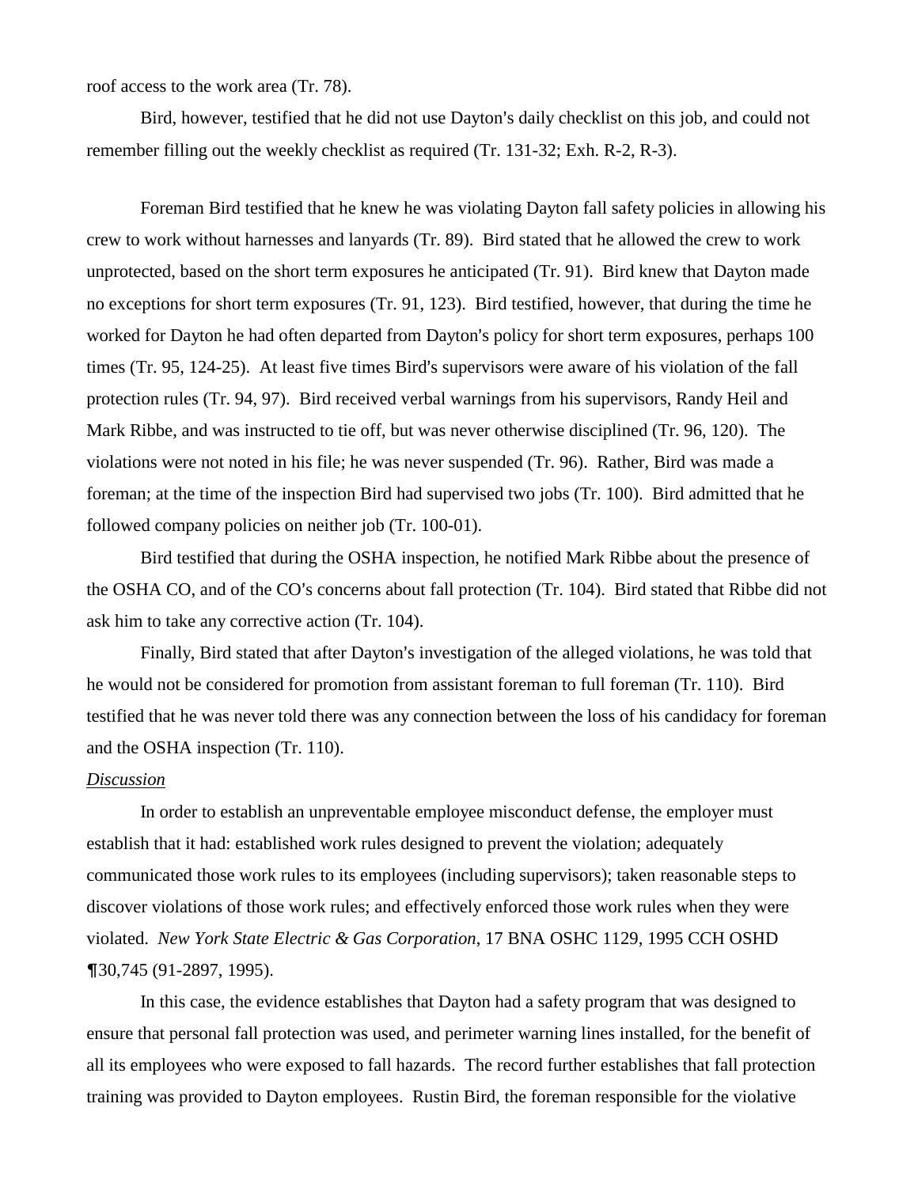roof access to the work area (Tr. 78).

Bird, however, testified that he did not use Dayton's daily checklist on this job, and could not remember filling out the weekly checklist as required (Tr. 131-32; Exh. R-2, R-3).

Foreman Bird testified that he knew he was violating Dayton fall safety policies in allowing his crew to work without harnesses and lanyards (Tr. 89). Bird stated that he allowed the crew to work unprotected, based on the short term exposures he anticipated (Tr. 91). Bird knew that Dayton made no exceptions for short term exposures (Tr. 91, 123). Bird testified, however, that during the time he worked for Dayton he had often departed from Dayton's policy for short term exposures, perhaps 100 times (Tr. 95, 124-25). At least five times Bird's supervisors were aware of his violation of the fall protection rules (Tr. 94, 97). Bird received verbal warnings from his supervisors, Randy Heil and Mark Ribbe, and was instructed to tie off, but was never otherwise disciplined (Tr. 96, 120). The violations were not noted in his file; he was never suspended (Tr. 96). Rather, Bird was made a foreman; at the time of the inspection Bird had supervised two jobs (Tr. 100). Bird admitted that he followed company policies on neither job (Tr. 100-01).

Bird testified that during the OSHA inspection, he notified Mark Ribbe about the presence of the OSHA CO, and of the CO's concerns about fall protection (Tr. 104). Bird stated that Ribbe did not ask him to take any corrective action (Tr. 104).

Finally, Bird stated that after Dayton's investigation of the alleged violations, he was told that he would not be considered for promotion from assistant foreman to full foreman (Tr. 110). Bird testified that he was never told there was any connection between the loss of his candidacy for foreman and the OSHA inspection (Tr. 110).

*Discussion*

In order to establish an unpreventable employee misconduct defense, the employer must establish that it had: established work rules designed to prevent the violation; adequately communicated those work rules to its employees (including supervisors); taken reasonable steps to discover violations of those work rules; and effectively enforced those work rules when they were violated. *New York State Electric & Gas Corporation*, 17 BNA OSHC 1129, 1995 CCH OSHD ¶30,745 (91-2897, 1995).

In this case, the evidence establishes that Dayton had a safety program that was designed to ensure that personal fall protection was used, and perimeter warning lines installed, for the benefit of all its employees who were exposed to fall hazards. The record further establishes that fall protection training was provided to Dayton employees. Rustin Bird, the foreman responsible for the violative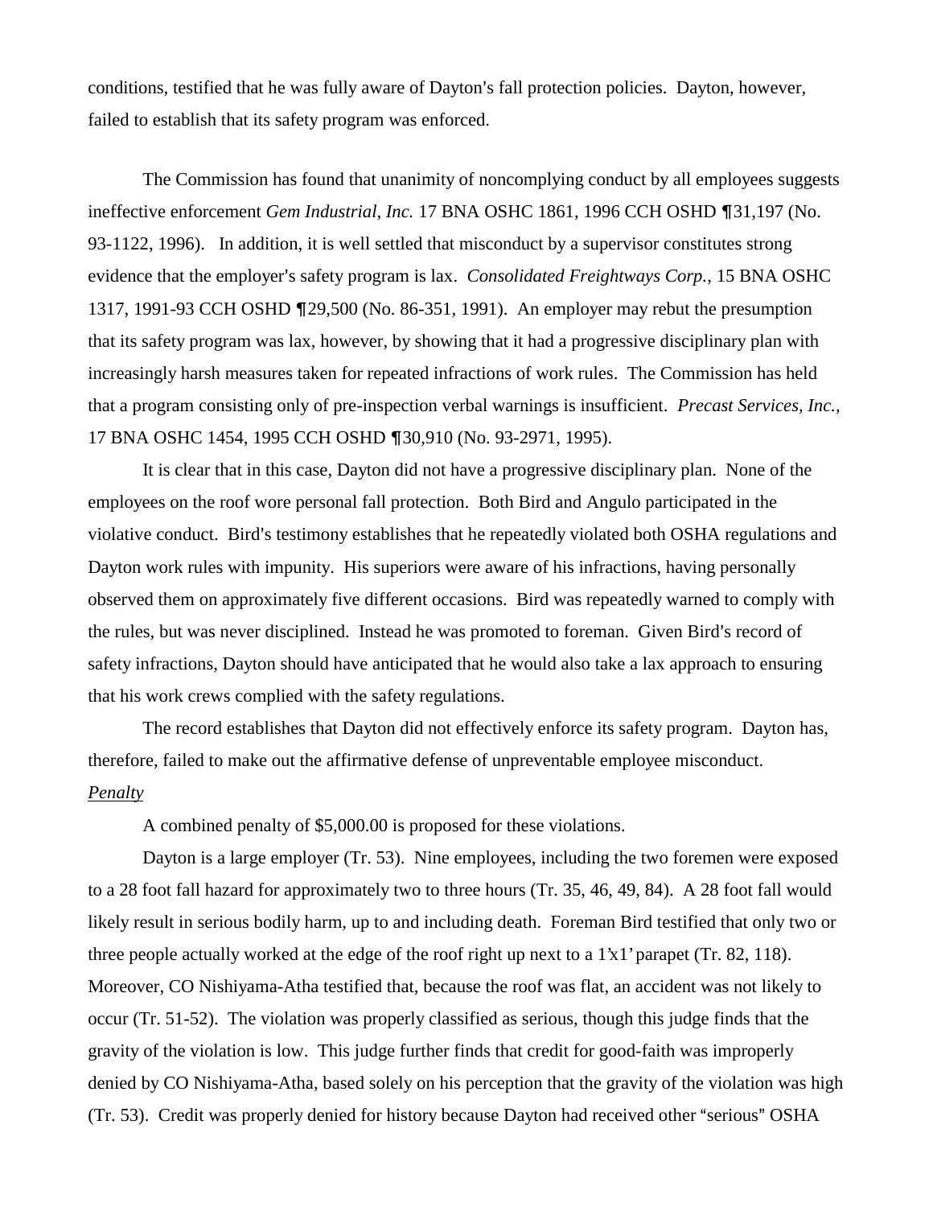conditions, testified that he was fully aware of Dayton's fall protection policies. Dayton, however, failed to establish that its safety program was enforced.

The Commission has found that unanimity of noncomplying conduct by all employees suggests ineffective enforcement *Gem Industrial, Inc.* 17 BNA OSHC 1861, 1996 CCH OSHD ¶31,197 (No. 93-1122, 1996). In addition, it is well settled that misconduct by a supervisor constitutes strong evidence that the employer's safety program is lax. *Consolidated Freightways Corp.*, 15 BNA OSHC 1317, 1991-93 CCH OSHD ¶29,500 (No. 86-351, 1991). An employer may rebut the presumption that its safety program was lax, however, by showing that it had a progressive disciplinary plan with increasingly harsh measures taken for repeated infractions of work rules. The Commission has held that a program consisting only of pre-inspection verbal warnings is insufficient. *Precast Services, Inc.*, 17 BNA OSHC 1454, 1995 CCH OSHD ¶30,910 (No. 93-2971, 1995).

It is clear that in this case, Dayton did not have a progressive disciplinary plan. None of the employees on the roof wore personal fall protection. Both Bird and Angulo participated in the violative conduct. Bird's testimony establishes that he repeatedly violated both OSHA regulations and Dayton work rules with impunity. His superiors were aware of his infractions, having personally observed them on approximately five different occasions. Bird was repeatedly warned to comply with the rules, but was never disciplined. Instead he was promoted to foreman. Given Bird's record of safety infractions, Dayton should have anticipated that he would also take a lax approach to ensuring that his work crews complied with the safety regulations.

The record establishes that Dayton did not effectively enforce its safety program. Dayton has, therefore, failed to make out the affirmative defense of unpreventable employee misconduct.

*Penalty*

A combined penalty of $5,000.00 is proposed for these violations.

Dayton is a large employer (Tr. 53). Nine employees, including the two foremen were exposed to a 28 foot fall hazard for approximately two to three hours (Tr. 35, 46, 49, 84). A 28 foot fall would likely result in serious bodily harm, up to and including death. Foreman Bird testified that only two or three people actually worked at the edge of the roof right up next to a 1'x1' parapet (Tr. 82, 118). Moreover, CO Nishiyama-Atha testified that, because the roof was flat, an accident was not likely to occur (Tr. 51-52). The violation was properly classified as serious, though this judge finds that the gravity of the violation is low. This judge further finds that credit for good-faith was improperly denied by CO Nishiyama-Atha, based solely on his perception that the gravity of the violation was high (Tr. 53). Credit was properly denied for history because Dayton had received other "serious" OSHA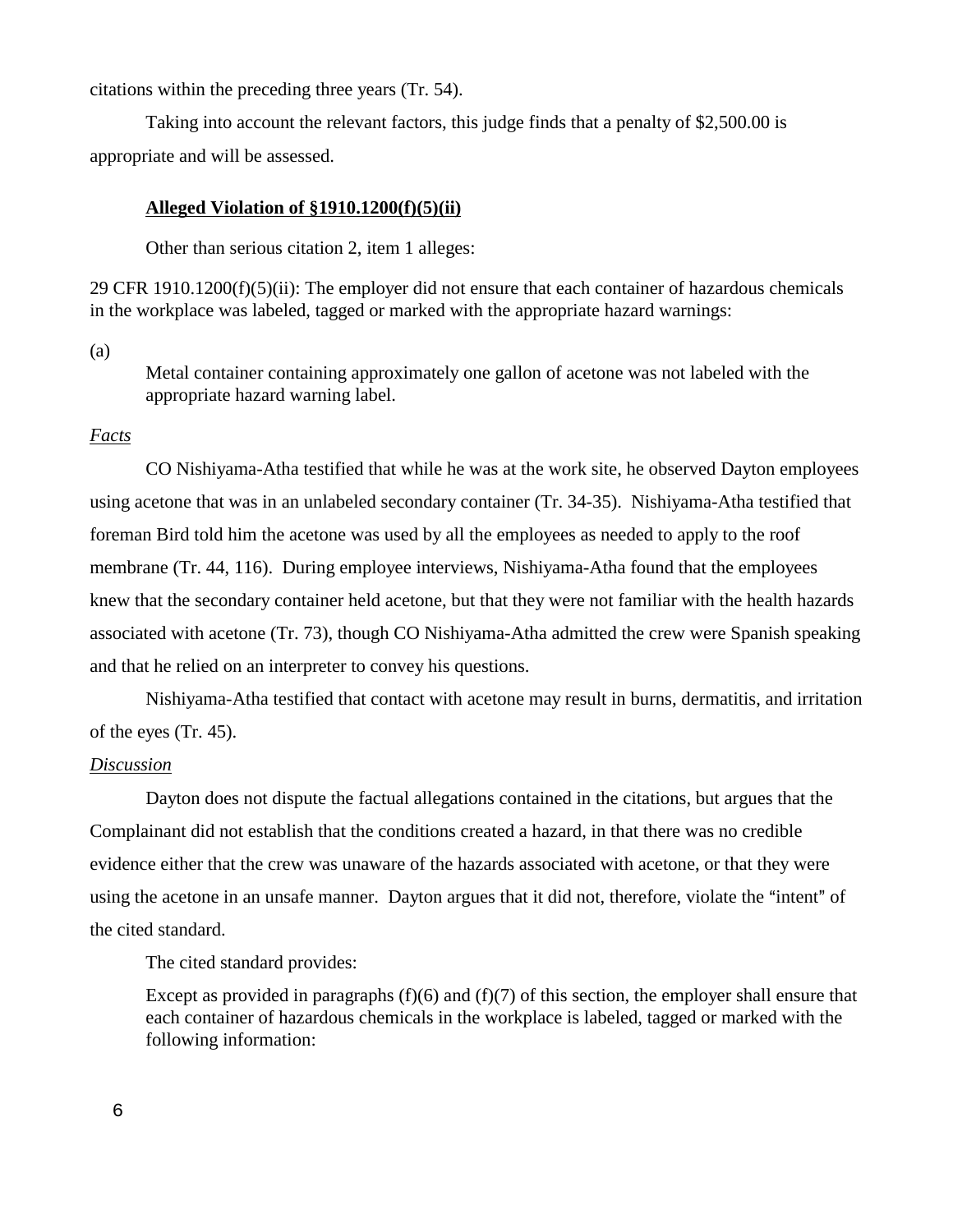citations within the preceding three years (Tr. 54).

Taking into account the relevant factors, this judge finds that a penalty of $2,500.00 is appropriate and will be assessed.

**Alleged Violation of §1910.1200(f)(5)(ii)**

Other than serious citation 2, item 1 alleges:

29 CFR 1910.1200(f)(5)(ii): The employer did not ensure that each container of hazardous chemicals in the workplace was labeled, tagged or marked with the appropriate hazard warnings:

(a)

> Metal container containing approximately one gallon of acetone was not labeled with the appropriate hazard warning label.

*Facts*

CO Nishiyama-Atha testified that while he was at the work site, he observed Dayton employees using acetone that was in an unlabeled secondary container (Tr. 34-35). Nishiyama-Atha testified that foreman Bird told him the acetone was used by all the employees as needed to apply to the roof membrane (Tr. 44, 116). During employee interviews, Nishiyama-Atha found that the employees knew that the secondary container held acetone, but that they were not familiar with the health hazards associated with acetone (Tr. 73), though CO Nishiyama-Atha admitted the crew were Spanish speaking and that he relied on an interpreter to convey his questions.

Nishiyama-Atha testified that contact with acetone may result in burns, dermatitis, and irritation of the eyes (Tr. 45).

*Discussion*

Dayton does not dispute the factual allegations contained in the citations, but argues that the Complainant did not establish that the conditions created a hazard, in that there was no credible evidence either that the crew was unaware of the hazards associated with acetone, or that they were using the acetone in an unsafe manner. Dayton argues that it did not, therefore, violate the "intent" of the cited standard.

The cited standard provides:

> Except as provided in paragraphs (f)(6) and (f)(7) of this section, the employer shall ensure that each container of hazardous chemicals in the workplace is labeled, tagged or marked with the following information: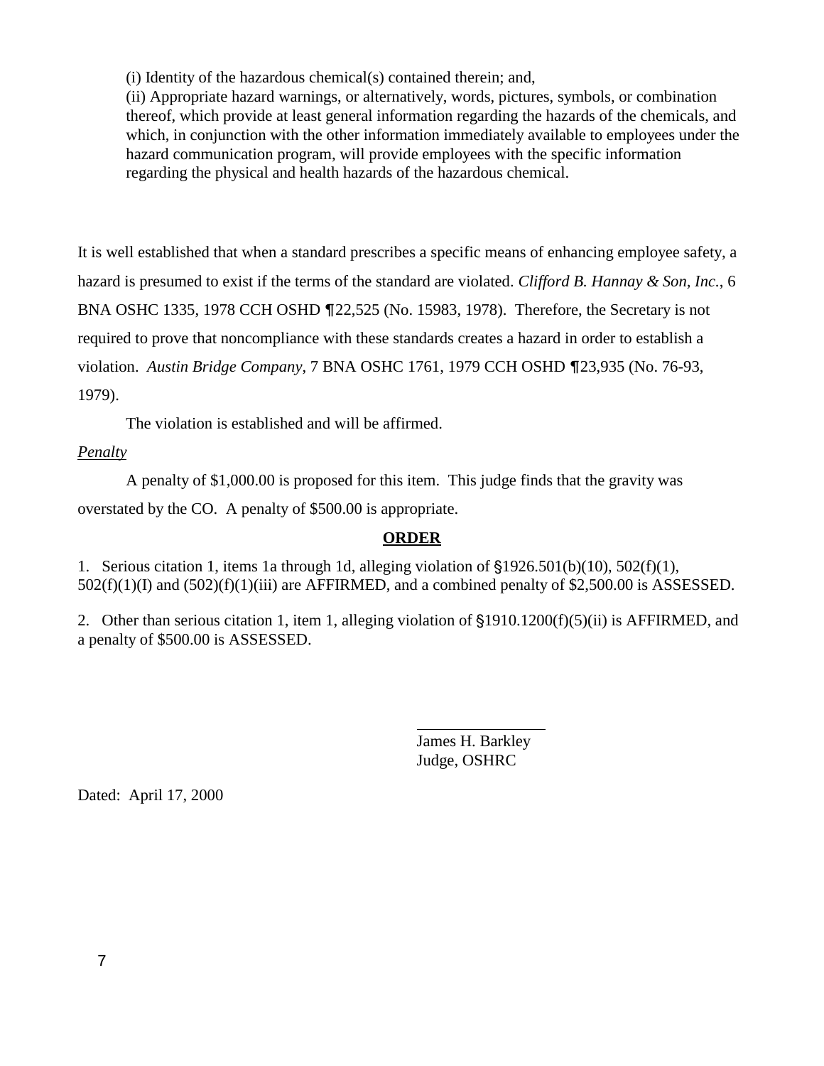(i) Identity of the hazardous chemical(s) contained therein; and,
(ii) Appropriate hazard warnings, or alternatively, words, pictures, symbols, or combination thereof, which provide at least general information regarding the hazards of the chemicals, and which, in conjunction with the other information immediately available to employees under the hazard communication program, will provide employees with the specific information regarding the physical and health hazards of the hazardous chemical.

It is well established that when a standard prescribes a specific means of enhancing employee safety, a hazard is presumed to exist if the terms of the standard are violated. *Clifford B. Hannay & Son, Inc.*, 6 BNA OSHC 1335, 1978 CCH OSHD ¶22,525 (No. 15983, 1978). Therefore, the Secretary is not required to prove that noncompliance with these standards creates a hazard in order to establish a violation. *Austin Bridge Company*, 7 BNA OSHC 1761, 1979 CCH OSHD ¶23,935 (No. 76-93, 1979).

The violation is established and will be affirmed.

*Penalty*

A penalty of $1,000.00 is proposed for this item. This judge finds that the gravity was overstated by the CO. A penalty of $500.00 is appropriate.

**ORDER**

1. Serious citation 1, items 1a through 1d, alleging violation of §1926.501(b)(10), 502(f)(1), 502(f)(1)(I) and (502)(f)(1)(iii) are AFFIRMED, and a combined penalty of $2,500.00 is ASSESSED.

2. Other than serious citation 1, item 1, alleging violation of §1910.1200(f)(5)(ii) is AFFIRMED, and a penalty of $500.00 is ASSESSED.

James H. Barkley
Judge, OSHRC

Dated: April 17, 2000